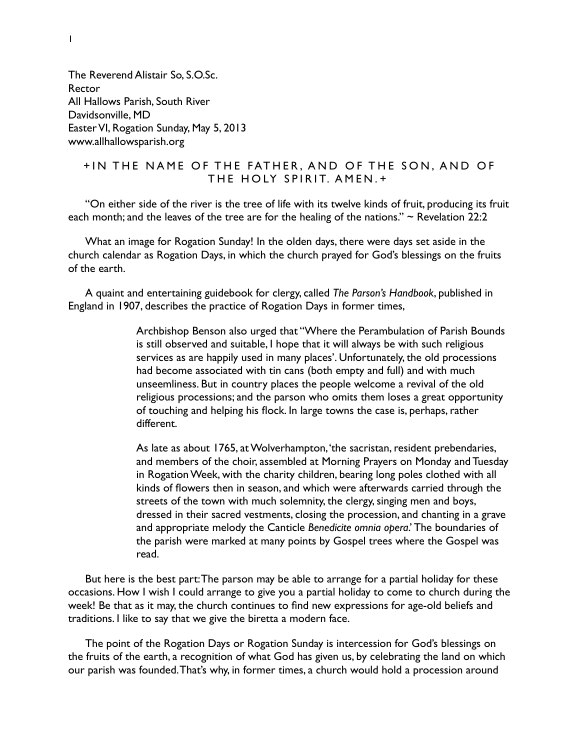The Reverend Alistair So, S.O.Sc.
Rector
All Hallows Parish, South River
Davidsonville, MD
Easter VI, Rogation Sunday, May 5, 2013
www.allhallowsparish.org

+IN THE NAME OF THE FATHER, AND OF THE SON, AND OF THE HOLY SPIRIT. AMEN.+

"On either side of the river is the tree of life with its twelve kinds of fruit, producing its fruit each month; and the leaves of the tree are for the healing of the nations." ~ Revelation 22:2

What an image for Rogation Sunday! In the olden days, there were days set aside in the church calendar as Rogation Days, in which the church prayed for God's blessings on the fruits of the earth.

A quaint and entertaining guidebook for clergy, called *The Parson's Handbook*, published in England in 1907, describes the practice of Rogation Days in former times,

> Archbishop Benson also urged that "Where the Perambulation of Parish Bounds is still observed and suitable, I hope that it will always be with such religious services as are happily used in many places'. Unfortunately, the old processions had become associated with tin cans (both empty and full) and with much unseemliness. But in country places the people welcome a revival of the old religious processions; and the parson who omits them loses a great opportunity of touching and helping his flock. In large towns the case is, perhaps, rather different.
>
> As late as about 1765, at Wolverhampton, 'the sacristan, resident prebendaries, and members of the choir, assembled at Morning Prayers on Monday and Tuesday in Rogation Week, with the charity children, bearing long poles clothed with all kinds of flowers then in season, and which were afterwards carried through the streets of the town with much solemnity, the clergy, singing men and boys, dressed in their sacred vestments, closing the procession, and chanting in a grave and appropriate melody the Canticle *Benedicite omnia opera*.' The boundaries of the parish were marked at many points by Gospel trees where the Gospel was read.

But here is the best part: The parson may be able to arrange for a partial holiday for these occasions. How I wish I could arrange to give you a partial holiday to come to church during the week! Be that as it may, the church continues to find new expressions for age-old beliefs and traditions. I like to say that we give the biretta a modern face.

The point of the Rogation Days or Rogation Sunday is intercession for God's blessings on the fruits of the earth, a recognition of what God has given us, by celebrating the land on which our parish was founded. That's why, in former times, a church would hold a procession around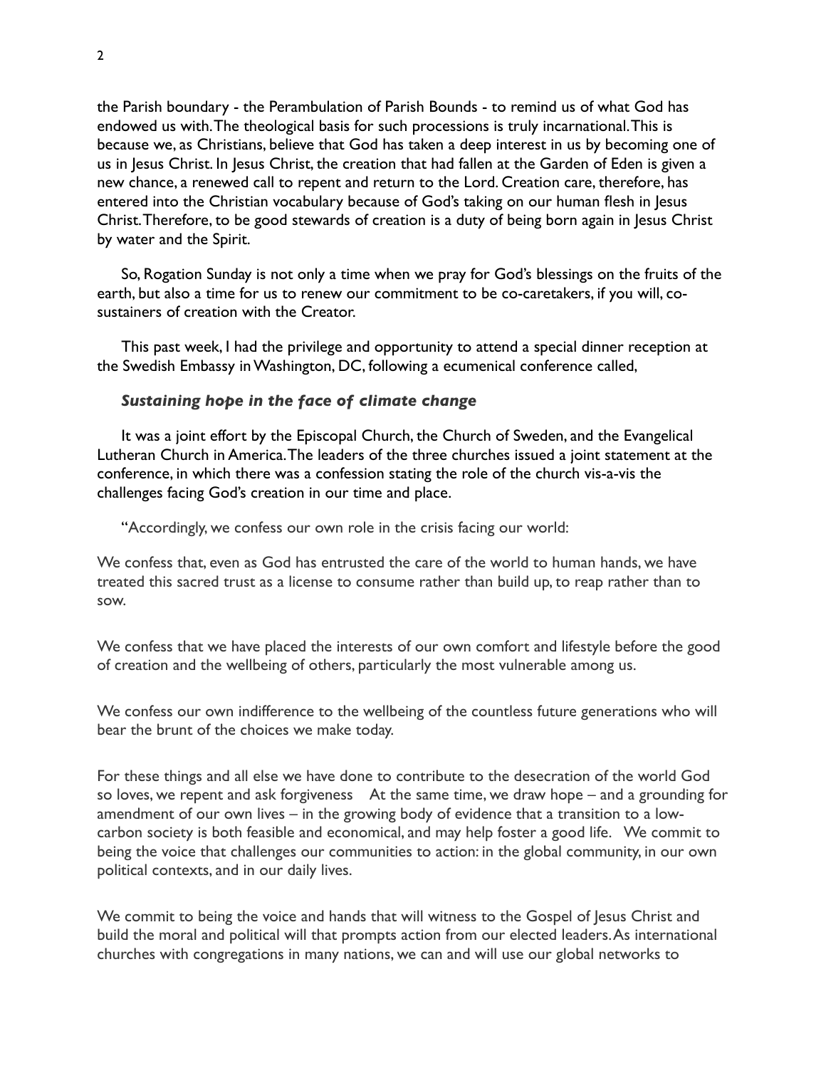the Parish boundary - the Perambulation of Parish Bounds - to remind us of what God has endowed us with. The theological basis for such processions is truly incarnational. This is because we, as Christians, believe that God has taken a deep interest in us by becoming one of us in Jesus Christ. In Jesus Christ, the creation that had fallen at the Garden of Eden is given a new chance, a renewed call to repent and return to the Lord. Creation care, therefore, has entered into the Christian vocabulary because of God's taking on our human flesh in Jesus Christ. Therefore, to be good stewards of creation is a duty of being born again in Jesus Christ by water and the Spirit.

So, Rogation Sunday is not only a time when we pray for God's blessings on the fruits of the earth, but also a time for us to renew our commitment to be co-caretakers, if you will, co-sustainers of creation with the Creator.

This past week, I had the privilege and opportunity to attend a special dinner reception at the Swedish Embassy in Washington, DC, following a ecumenical conference called,

***Sustaining hope in the face of climate change***

It was a joint effort by the Episcopal Church, the Church of Sweden, and the Evangelical Lutheran Church in America. The leaders of the three churches issued a joint statement at the conference, in which there was a confession stating the role of the church vis-a-vis the challenges facing God's creation in our time and place.

"Accordingly, we confess our own role in the crisis facing our world:

We confess that, even as God has entrusted the care of the world to human hands, we have treated this sacred trust as a license to consume rather than build up, to reap rather than to sow.

We confess that we have placed the interests of our own comfort and lifestyle before the good of creation and the wellbeing of others, particularly the most vulnerable among us.

We confess our own indifference to the wellbeing of the countless future generations who will bear the brunt of the choices we make today.

For these things and all else we have done to contribute to the desecration of the world God so loves, we repent and ask forgiveness At the same time, we draw hope – and a grounding for amendment of our own lives – in the growing body of evidence that a transition to a low-carbon society is both feasible and economical, and may help foster a good life. We commit to being the voice that challenges our communities to action: in the global community, in our own political contexts, and in our daily lives.

We commit to being the voice and hands that will witness to the Gospel of Jesus Christ and build the moral and political will that prompts action from our elected leaders. As international churches with congregations in many nations, we can and will use our global networks to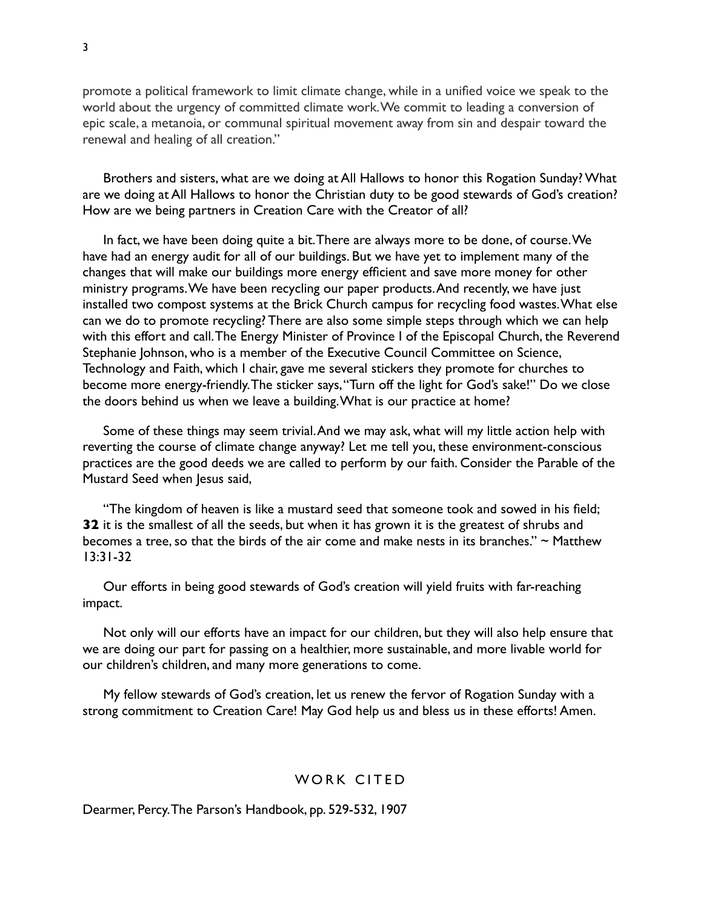promote a political framework to limit climate change, while in a unified voice we speak to the world about the urgency of committed climate work. We commit to leading a conversion of epic scale, a metanoia, or communal spiritual movement away from sin and despair toward the renewal and healing of all creation."

Brothers and sisters, what are we doing at All Hallows to honor this Rogation Sunday? What are we doing at All Hallows to honor the Christian duty to be good stewards of God's creation? How are we being partners in Creation Care with the Creator of all?

In fact, we have been doing quite a bit. There are always more to be done, of course. We have had an energy audit for all of our buildings. But we have yet to implement many of the changes that will make our buildings more energy efficient and save more money for other ministry programs. We have been recycling our paper products. And recently, we have just installed two compost systems at the Brick Church campus for recycling food wastes. What else can we do to promote recycling? There are also some simple steps through which we can help with this effort and call. The Energy Minister of Province I of the Episcopal Church, the Reverend Stephanie Johnson, who is a member of the Executive Council Committee on Science, Technology and Faith, which I chair, gave me several stickers they promote for churches to become more energy-friendly. The sticker says, "Turn off the light for God's sake!" Do we close the doors behind us when we leave a building. What is our practice at home?

Some of these things may seem trivial. And we may ask, what will my little action help with reverting the course of climate change anyway? Let me tell you, these environment-conscious practices are the good deeds we are called to perform by our faith. Consider the Parable of the Mustard Seed when Jesus said,

"The kingdom of heaven is like a mustard seed that someone took and sowed in his field; **32** it is the smallest of all the seeds, but when it has grown it is the greatest of shrubs and becomes a tree, so that the birds of the air come and make nests in its branches." ~ Matthew 13:31-32

Our efforts in being good stewards of God's creation will yield fruits with far-reaching impact.

Not only will our efforts have an impact for our children, but they will also help ensure that we are doing our part for passing on a healthier, more sustainable, and more livable world for our children's children, and many more generations to come.

My fellow stewards of God's creation, let us renew the fervor of Rogation Sunday with a strong commitment to Creation Care! May God help us and bless us in these efforts! Amen.

## WORK CITED

Dearmer, Percy. The Parson's Handbook, pp. 529-532, 1907